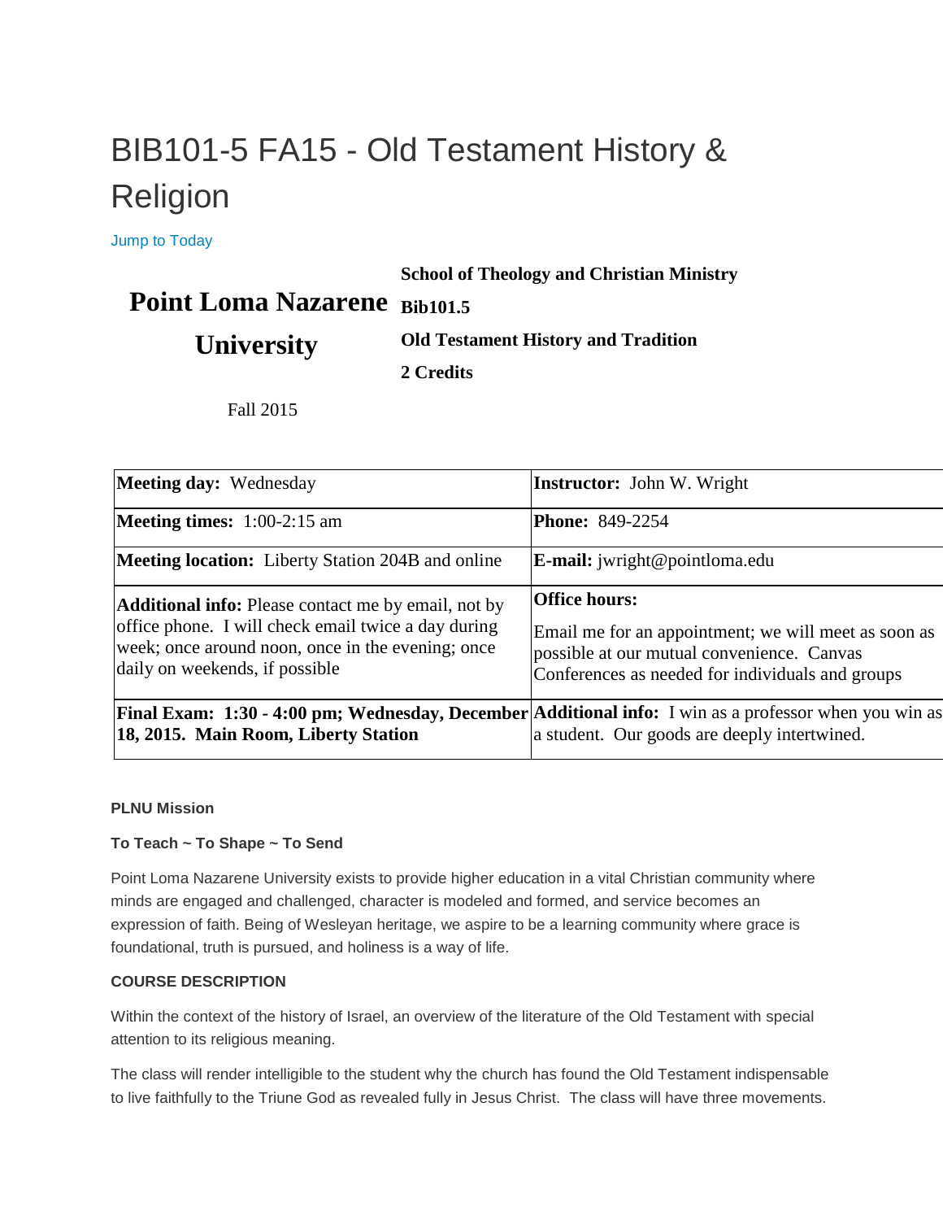# BIB101-5 FA15 - Old Testament History & Religion

Jump to Today

**Point Loma Nazarene University**

**School of Theology and Christian Ministry**

**Bib101.5**

**Old Testament History and Tradition**

**2 Credits**

Fall 2015

| | |
|---|---|
| **Meeting day:** Wednesday | **Instructor:** John W. Wright |
| **Meeting times:** 1:00-2:15 am | **Phone:** 849-2254 |
| **Meeting location:** Liberty Station 204B and online | **E-mail:** jwright@pointloma.edu |
| **Additional info:** Please contact me by email, not by office phone. I will check email twice a day during week; once around noon, once in the evening; once daily on weekends, if possible | **Office hours:** Email me for an appointment; we will meet as soon as possible at our mutual convenience. Canvas Conferences as needed for individuals and groups |
| **Final Exam: 1:30 - 4:00 pm; Wednesday, December 18, 2015. Main Room, Liberty Station** | **Additional info:** I win as a professor when you win as a student. Our goods are deeply intertwined. |

**PLNU Mission**

**To Teach ~ To Shape ~ To Send**

Point Loma Nazarene University exists to provide higher education in a vital Christian community where minds are engaged and challenged, character is modeled and formed, and service becomes an expression of faith. Being of Wesleyan heritage, we aspire to be a learning community where grace is foundational, truth is pursued, and holiness is a way of life.

**COURSE DESCRIPTION**

Within the context of the history of Israel, an overview of the literature of the Old Testament with special attention to its religious meaning.

The class will render intelligible to the student why the church has found the Old Testament indispensable to live faithfully to the Triune God as revealed fully in Jesus Christ. The class will have three movements.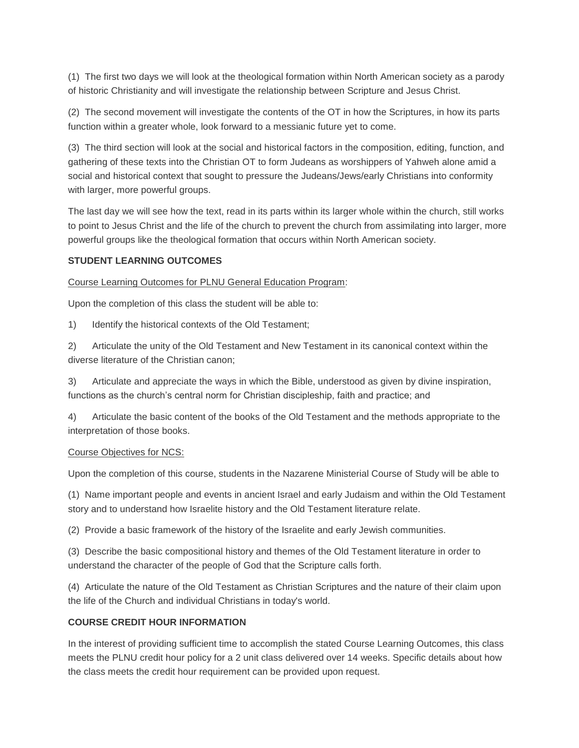(1) The first two days we will look at the theological formation within North American society as a parody of historic Christianity and will investigate the relationship between Scripture and Jesus Christ.

(2) The second movement will investigate the contents of the OT in how the Scriptures, in how its parts function within a greater whole, look forward to a messianic future yet to come.

(3) The third section will look at the social and historical factors in the composition, editing, function, and gathering of these texts into the Christian OT to form Judeans as worshippers of Yahweh alone amid a social and historical context that sought to pressure the Judeans/Jews/early Christians into conformity with larger, more powerful groups.

The last day we will see how the text, read in its parts within its larger whole within the church, still works to point to Jesus Christ and the life of the church to prevent the church from assimilating into larger, more powerful groups like the theological formation that occurs within North American society.

**STUDENT LEARNING OUTCOMES**

Course Learning Outcomes for PLNU General Education Program:

Upon the completion of this class the student will be able to:

1) Identify the historical contexts of the Old Testament;

2) Articulate the unity of the Old Testament and New Testament in its canonical context within the diverse literature of the Christian canon;

3) Articulate and appreciate the ways in which the Bible, understood as given by divine inspiration, functions as the church's central norm for Christian discipleship, faith and practice; and

4) Articulate the basic content of the books of the Old Testament and the methods appropriate to the interpretation of those books.

Course Objectives for NCS:

Upon the completion of this course, students in the Nazarene Ministerial Course of Study will be able to

(1) Name important people and events in ancient Israel and early Judaism and within the Old Testament story and to understand how Israelite history and the Old Testament literature relate.

(2) Provide a basic framework of the history of the Israelite and early Jewish communities.

(3) Describe the basic compositional history and themes of the Old Testament literature in order to understand the character of the people of God that the Scripture calls forth.

(4) Articulate the nature of the Old Testament as Christian Scriptures and the nature of their claim upon the life of the Church and individual Christians in today's world.

**COURSE CREDIT HOUR INFORMATION**

In the interest of providing sufficient time to accomplish the stated Course Learning Outcomes, this class meets the PLNU credit hour policy for a 2 unit class delivered over 14 weeks. Specific details about how the class meets the credit hour requirement can be provided upon request.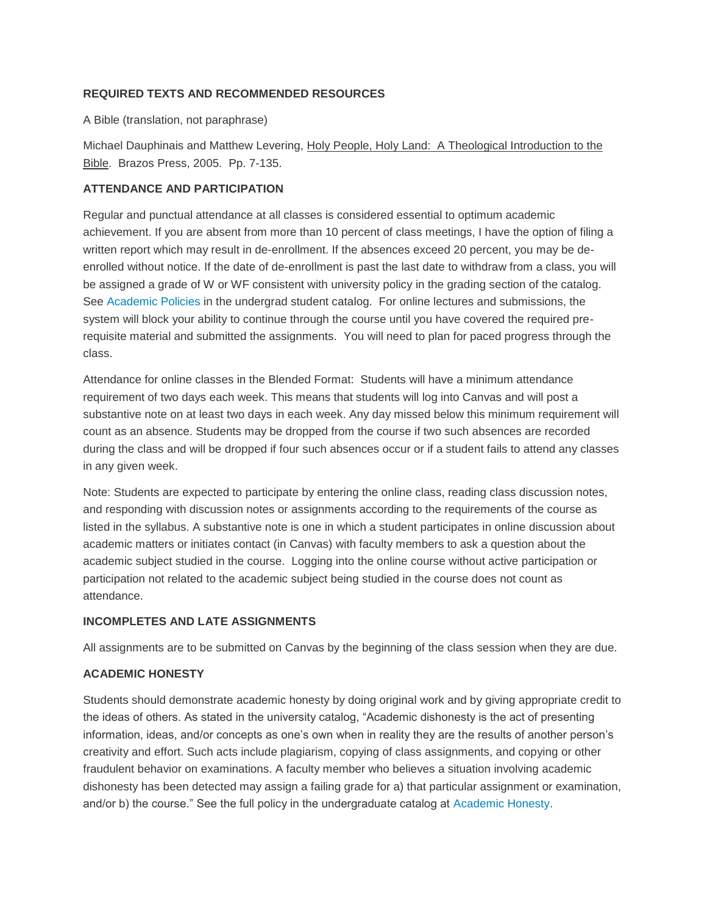**REQUIRED TEXTS AND RECOMMENDED RESOURCES**

A Bible (translation, not paraphrase)

Michael Dauphinais and Matthew Levering, Holy People, Holy Land: A Theological Introduction to the Bible. Brazos Press, 2005. Pp. 7-135.

**ATTENDANCE AND PARTICIPATION**

Regular and punctual attendance at all classes is considered essential to optimum academic achievement. If you are absent from more than 10 percent of class meetings, I have the option of filing a written report which may result in de-enrollment. If the absences exceed 20 percent, you may be de-enrolled without notice. If the date of de-enrollment is past the last date to withdraw from a class, you will be assigned a grade of W or WF consistent with university policy in the grading section of the catalog. See Academic Policies in the undergrad student catalog. For online lectures and submissions, the system will block your ability to continue through the course until you have covered the required pre-requisite material and submitted the assignments. You will need to plan for paced progress through the class.

Attendance for online classes in the Blended Format: Students will have a minimum attendance requirement of two days each week. This means that students will log into Canvas and will post a substantive note on at least two days in each week. Any day missed below this minimum requirement will count as an absence. Students may be dropped from the course if two such absences are recorded during the class and will be dropped if four such absences occur or if a student fails to attend any classes in any given week.

Note: Students are expected to participate by entering the online class, reading class discussion notes, and responding with discussion notes or assignments according to the requirements of the course as listed in the syllabus. A substantive note is one in which a student participates in online discussion about academic matters or initiates contact (in Canvas) with faculty members to ask a question about the academic subject studied in the course. Logging into the online course without active participation or participation not related to the academic subject being studied in the course does not count as attendance.

**INCOMPLETES AND LATE ASSIGNMENTS**

All assignments are to be submitted on Canvas by the beginning of the class session when they are due.

**ACADEMIC HONESTY**

Students should demonstrate academic honesty by doing original work and by giving appropriate credit to the ideas of others. As stated in the university catalog, "Academic dishonesty is the act of presenting information, ideas, and/or concepts as one's own when in reality they are the results of another person's creativity and effort. Such acts include plagiarism, copying of class assignments, and copying or other fraudulent behavior on examinations. A faculty member who believes a situation involving academic dishonesty has been detected may assign a failing grade for a) that particular assignment or examination, and/or b) the course." See the full policy in the undergraduate catalog at Academic Honesty.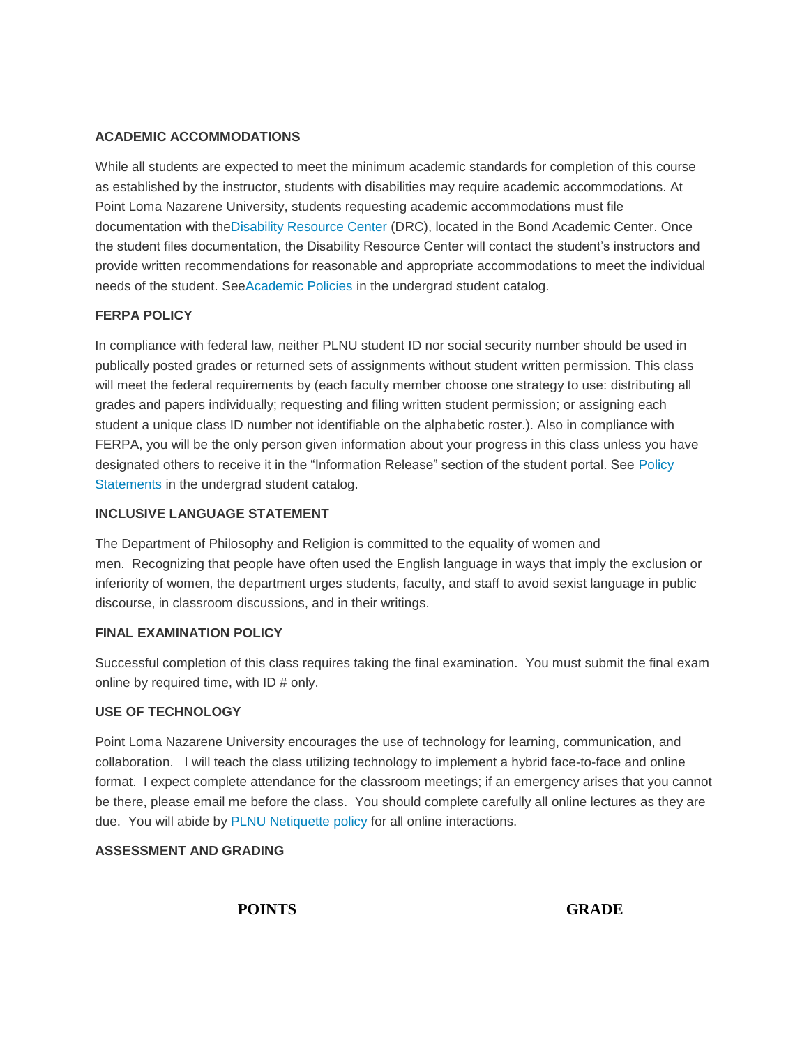**ACADEMIC ACCOMMODATIONS**

While all students are expected to meet the minimum academic standards for completion of this course as established by the instructor, students with disabilities may require academic accommodations. At Point Loma Nazarene University, students requesting academic accommodations must file documentation with theDisability Resource Center (DRC), located in the Bond Academic Center. Once the student files documentation, the Disability Resource Center will contact the student's instructors and provide written recommendations for reasonable and appropriate accommodations to meet the individual needs of the student. SeeAcademic Policies in the undergrad student catalog.

**FERPA POLICY**

In compliance with federal law, neither PLNU student ID nor social security number should be used in publically posted grades or returned sets of assignments without student written permission. This class will meet the federal requirements by (each faculty member choose one strategy to use: distributing all grades and papers individually; requesting and filing written student permission; or assigning each student a unique class ID number not identifiable on the alphabetic roster.). Also in compliance with FERPA, you will be the only person given information about your progress in this class unless you have designated others to receive it in the "Information Release" section of the student portal. See Policy Statements in the undergrad student catalog.

**INCLUSIVE LANGUAGE STATEMENT**

The Department of Philosophy and Religion is committed to the equality of women and men. Recognizing that people have often used the English language in ways that imply the exclusion or inferiority of women, the department urges students, faculty, and staff to avoid sexist language in public discourse, in classroom discussions, and in their writings.

**FINAL EXAMINATION POLICY**

Successful completion of this class requires taking the final examination. You must submit the final exam online by required time, with ID # only.

**USE OF TECHNOLOGY**

Point Loma Nazarene University encourages the use of technology for learning, communication, and collaboration. I will teach the class utilizing technology to implement a hybrid face-to-face and online format. I expect complete attendance for the classroom meetings; if an emergency arises that you cannot be there, please email me before the class. You should complete carefully all online lectures as they are due. You will abide by PLNU Netiquette policy for all online interactions.

**ASSESSMENT AND GRADING**

| POINTS | GRADE |
|---|---|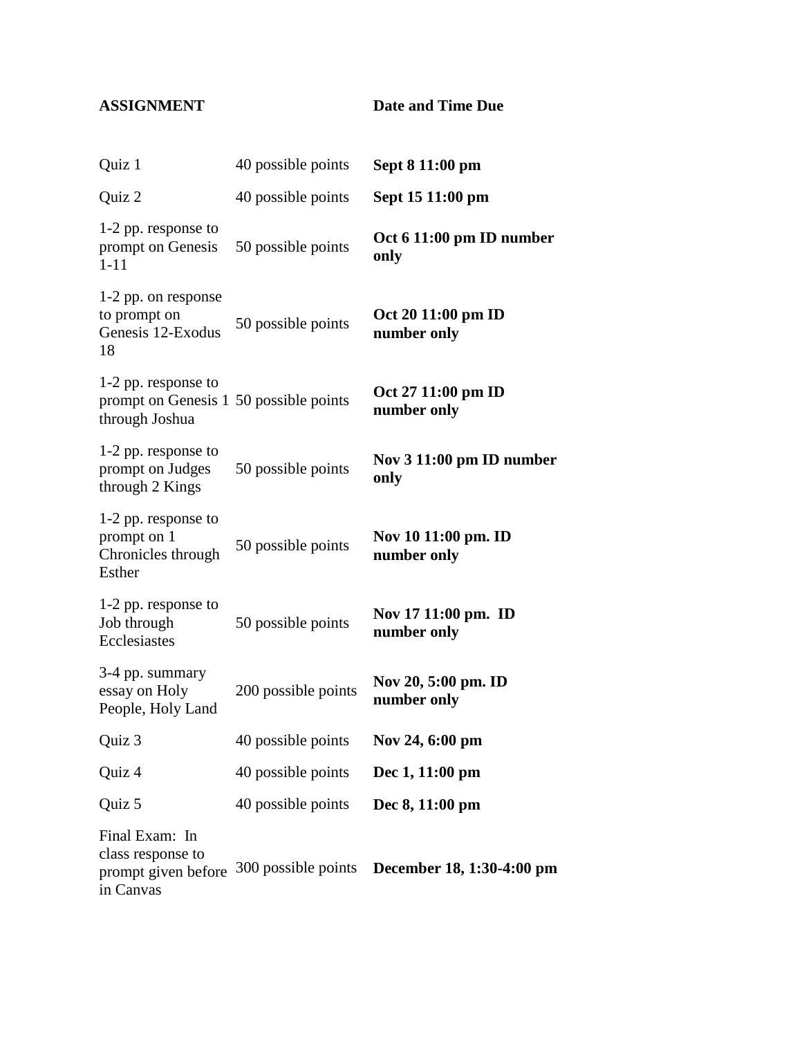| ASSIGNMENT | | Date and Time Due |
|---|---|---|
| Quiz 1 | 40 possible points | **Sept 8 11:00 pm** |
| Quiz 2 | 40 possible points | **Sept 15 11:00 pm** |
| 1-2 pp. response to prompt on Genesis 1-11 | 50 possible points | **Oct 6 11:00 pm ID number only** |
| 1-2 pp. on response to prompt on Genesis 12-Exodus 18 | 50 possible points | **Oct 20 11:00 pm ID number only** |
| 1-2 pp. response to prompt on Genesis 1 through Joshua | 50 possible points | **Oct 27 11:00 pm ID number only** |
| 1-2 pp. response to prompt on Judges through 2 Kings | 50 possible points | **Nov 3 11:00 pm ID number only** |
| 1-2 pp. response to prompt on 1 Chronicles through Esther | 50 possible points | **Nov 10 11:00 pm. ID number only** |
| 1-2 pp. response to Job through Ecclesiastes | 50 possible points | **Nov 17 11:00 pm. ID number only** |
| 3-4 pp. summary essay on Holy People, Holy Land | 200 possible points | **Nov 20, 5:00 pm. ID number only** |
| Quiz 3 | 40 possible points | **Nov 24, 6:00 pm** |
| Quiz 4 | 40 possible points | **Dec 1, 11:00 pm** |
| Quiz 5 | 40 possible points | **Dec 8, 11:00 pm** |
| Final Exam: In class response to prompt given before in Canvas | 300 possible points | **December 18, 1:30-4:00 pm** |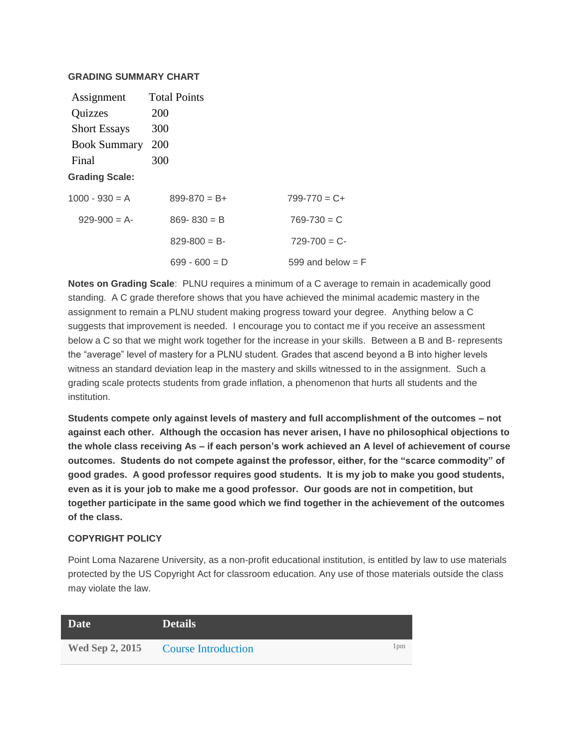**GRADING SUMMARY CHART**

| Assignment | Total Points |
|---|---|
| Quizzes | 200 |
| Short Essays | 300 |
| Book Summary | 200 |
| Final | 300 |

**Grading Scale:**

| | | |
|---|---|---|
| 1000 - 930 = A | 899-870 = B+ | 799-770 = C+ |
| 929-900 = A- | 869- 830 = B | 769-730 = C |
| | 829-800 = B- | 729-700 = C- |
| | 699 - 600 = D | 599 and below = F |

**Notes on Grading Scale**: PLNU requires a minimum of a C average to remain in academically good standing. A C grade therefore shows that you have achieved the minimal academic mastery in the assignment to remain a PLNU student making progress toward your degree. Anything below a C suggests that improvement is needed. I encourage you to contact me if you receive an assessment below a C so that we might work together for the increase in your skills. Between a B and B- represents the "average" level of mastery for a PLNU student. Grades that ascend beyond a B into higher levels witness an standard deviation leap in the mastery and skills witnessed to in the assignment. Such a grading scale protects students from grade inflation, a phenomenon that hurts all students and the institution.

**Students compete only against levels of mastery and full accomplishment of the outcomes – not against each other. Although the occasion has never arisen, I have no philosophical objections to the whole class receiving As – if each person's work achieved an A level of achievement of course outcomes. Students do not compete against the professor, either, for the "scarce commodity" of good grades. A good professor requires good students. It is my job to make you good students, even as it is your job to make me a good professor. Our goods are not in competition, but together participate in the same good which we find together in the achievement of the outcomes of the class.**

**COPYRIGHT POLICY**

Point Loma Nazarene University, as a non-profit educational institution, is entitled by law to use materials protected by the US Copyright Act for classroom education. Any use of those materials outside the class may violate the law.

| Date | Details | |
|---|---|---|
| Wed Sep 2, 2015 | Course Introduction | 1pm |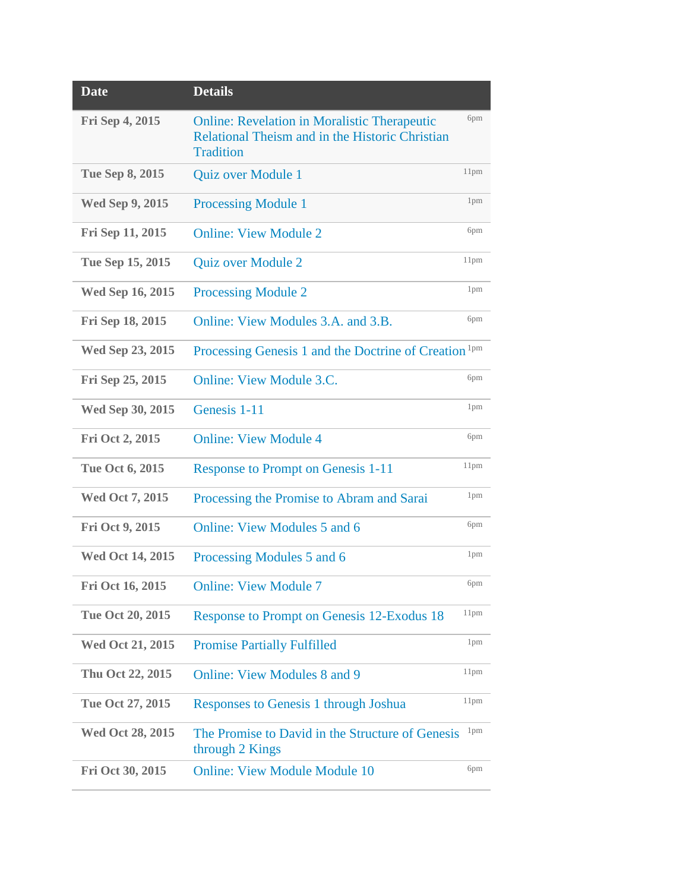| Date | Details | |
|---|---|---|
| Fri Sep 4, 2015 | Online: Revelation in Moralistic Therapeutic Relational Theism and in the Historic Christian Tradition | 6pm |
| Tue Sep 8, 2015 | Quiz over Module 1 | 11pm |
| Wed Sep 9, 2015 | Processing Module 1 | 1pm |
| Fri Sep 11, 2015 | Online: View Module 2 | 6pm |
| Tue Sep 15, 2015 | Quiz over Module 2 | 11pm |
| Wed Sep 16, 2015 | Processing Module 2 | 1pm |
| Fri Sep 18, 2015 | Online: View Modules 3.A. and 3.B. | 6pm |
| Wed Sep 23, 2015 | Processing Genesis 1 and the Doctrine of Creation | 1pm |
| Fri Sep 25, 2015 | Online: View Module 3.C. | 6pm |
| Wed Sep 30, 2015 | Genesis 1-11 | 1pm |
| Fri Oct 2, 2015 | Online: View Module 4 | 6pm |
| Tue Oct 6, 2015 | Response to Prompt on Genesis 1-11 | 11pm |
| Wed Oct 7, 2015 | Processing the Promise to Abram and Sarai | 1pm |
| Fri Oct 9, 2015 | Online: View Modules 5 and 6 | 6pm |
| Wed Oct 14, 2015 | Processing Modules 5 and 6 | 1pm |
| Fri Oct 16, 2015 | Online: View Module 7 | 6pm |
| Tue Oct 20, 2015 | Response to Prompt on Genesis 12-Exodus 18 | 11pm |
| Wed Oct 21, 2015 | Promise Partially Fulfilled | 1pm |
| Thu Oct 22, 2015 | Online: View Modules 8 and 9 | 11pm |
| Tue Oct 27, 2015 | Responses to Genesis 1 through Joshua | 11pm |
| Wed Oct 28, 2015 | The Promise to David in the Structure of Genesis through 2 Kings | 1pm |
| Fri Oct 30, 2015 | Online: View Module Module 10 | 6pm |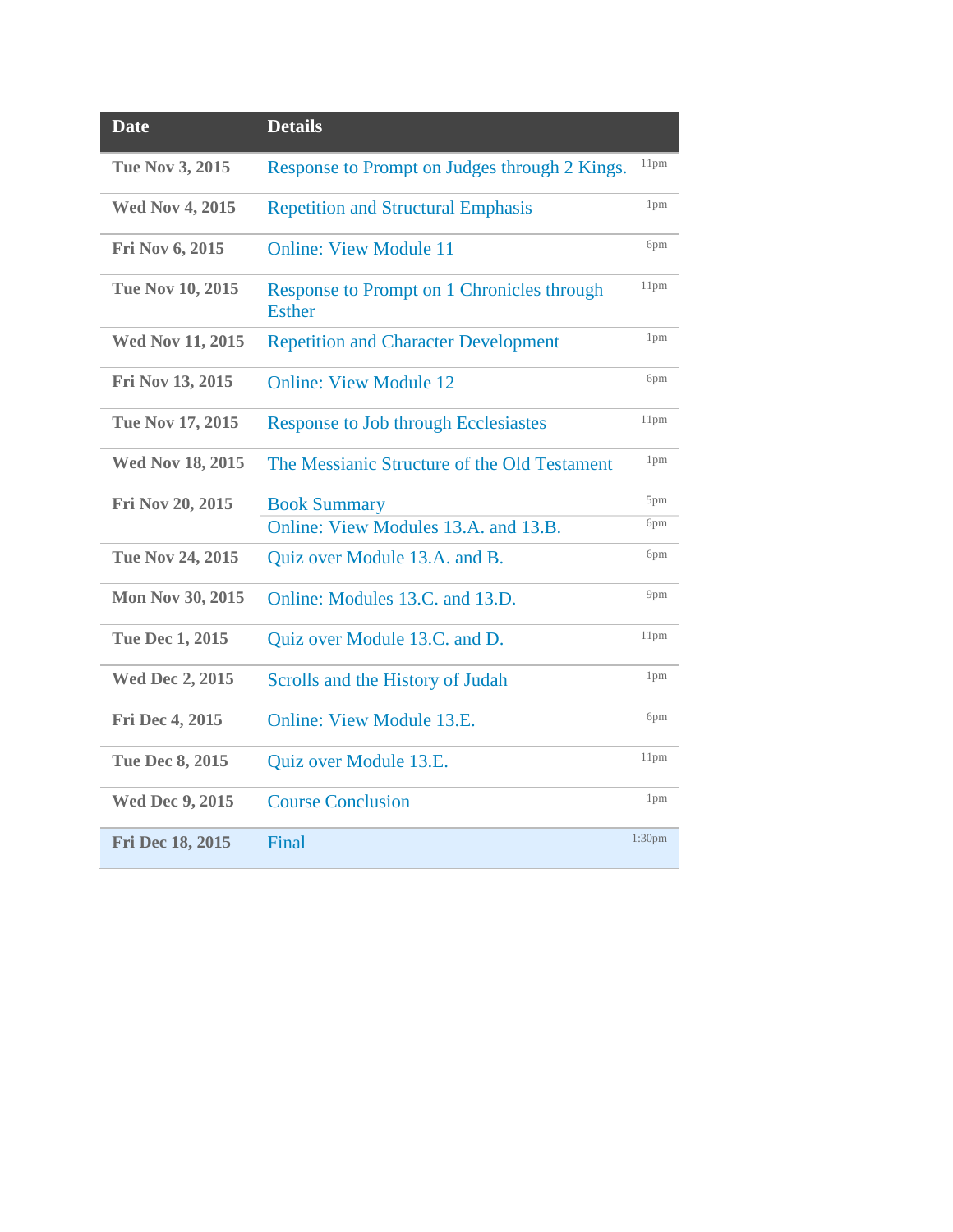| Date | Details | |
|---|---|---|
| Tue Nov 3, 2015 | Response to Prompt on Judges through 2 Kings. | 11pm |
| Wed Nov 4, 2015 | Repetition and Structural Emphasis | 1pm |
| Fri Nov 6, 2015 | Online: View Module 11 | 6pm |
| Tue Nov 10, 2015 | Response to Prompt on 1 Chronicles through Esther | 11pm |
| Wed Nov 11, 2015 | Repetition and Character Development | 1pm |
| Fri Nov 13, 2015 | Online: View Module 12 | 6pm |
| Tue Nov 17, 2015 | Response to Job through Ecclesiastes | 11pm |
| Wed Nov 18, 2015 | The Messianic Structure of the Old Testament | 1pm |
| Fri Nov 20, 2015 | Book Summary | 5pm |
| | Online: View Modules 13.A. and 13.B. | 6pm |
| Tue Nov 24, 2015 | Quiz over Module 13.A. and B. | 6pm |
| Mon Nov 30, 2015 | Online: Modules 13.C. and 13.D. | 9pm |
| Tue Dec 1, 2015 | Quiz over Module 13.C. and D. | 11pm |
| Wed Dec 2, 2015 | Scrolls and the History of Judah | 1pm |
| Fri Dec 4, 2015 | Online: View Module 13.E. | 6pm |
| Tue Dec 8, 2015 | Quiz over Module 13.E. | 11pm |
| Wed Dec 9, 2015 | Course Conclusion | 1pm |
| Fri Dec 18, 2015 | Final | 1:30pm |